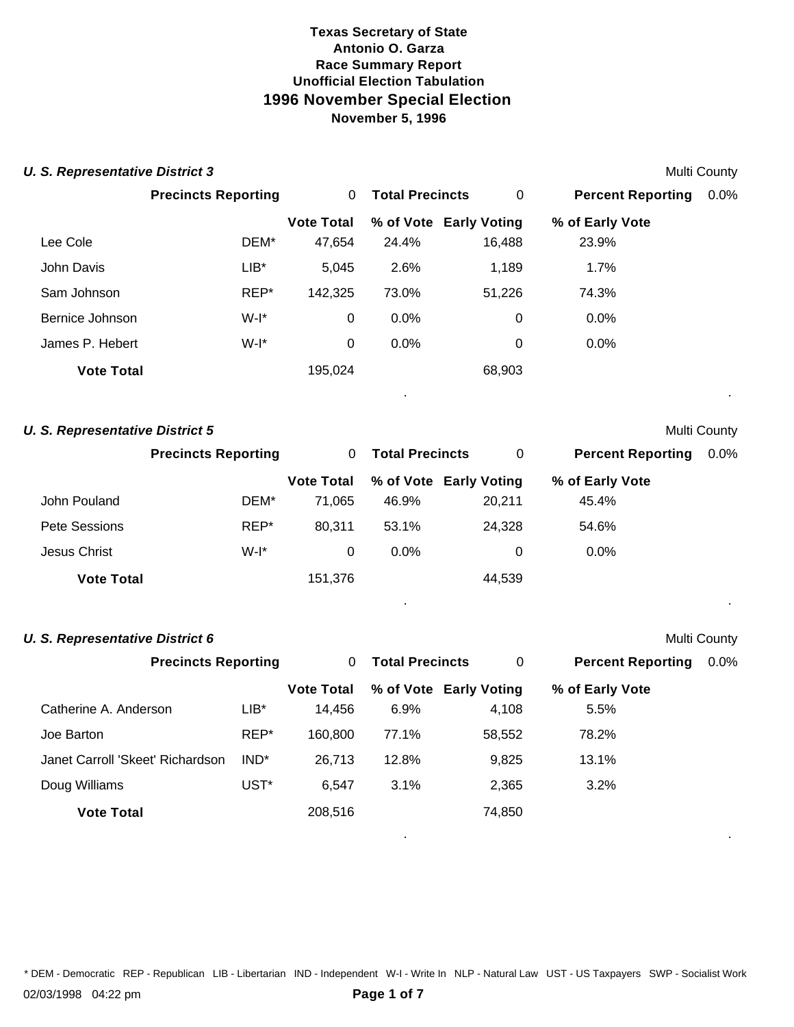**Texas Secretary of State**
**Antonio O. Garza**
**Race Summary Report**
**Unofficial Election Tabulation**

# 1996 November Special Election

**November 5, 1996**

### *U. S. Representative District 3*

Multi County

**Precincts Reporting** 0 **Total Precincts** 0 **Percent Reporting** 0.0%

| | | Vote Total | % of Vote | Early Voting | % of Early Vote |
|---|---|---|---|---|---|
| Lee Cole | DEM* | 47,654 | 24.4% | 16,488 | 23.9% |
| John Davis | LIB* | 5,045 | 2.6% | 1,189 | 1.7% |
| Sam Johnson | REP* | 142,325 | 73.0% | 51,226 | 74.3% |
| Bernice Johnson | W-I* | 0 | 0.0% | 0 | 0.0% |
| James P. Hebert | W-I* | 0 | 0.0% | 0 | 0.0% |
| **Vote Total** | | 195,024 | | 68,903 | |

### *U. S. Representative District 5*

Multi County

**Precincts Reporting** 0 **Total Precincts** 0 **Percent Reporting** 0.0%

| | | Vote Total | % of Vote | Early Voting | % of Early Vote |
|---|---|---|---|---|---|
| John Pouland | DEM* | 71,065 | 46.9% | 20,211 | 45.4% |
| Pete Sessions | REP* | 80,311 | 53.1% | 24,328 | 54.6% |
| Jesus Christ | W-I* | 0 | 0.0% | 0 | 0.0% |
| **Vote Total** | | 151,376 | | 44,539 | |

### *U. S. Representative District 6*

Multi County

**Precincts Reporting** 0 **Total Precincts** 0 **Percent Reporting** 0.0%

| | | Vote Total | % of Vote | Early Voting | % of Early Vote |
|---|---|---|---|---|---|
| Catherine A. Anderson | LIB* | 14,456 | 6.9% | 4,108 | 5.5% |
| Joe Barton | REP* | 160,800 | 77.1% | 58,552 | 78.2% |
| Janet Carroll 'Skeet' Richardson | IND* | 26,713 | 12.8% | 9,825 | 13.1% |
| Doug Williams | UST* | 6,547 | 3.1% | 2,365 | 3.2% |
| **Vote Total** | | 208,516 | | 74,850 | |

* DEM - Democratic REP - Republican LIB - Libertarian IND - Independent W-I - Write In NLP - Natural Law UST - US Taxpayers SWP - Socialist Work

02/03/1998 04:22 pm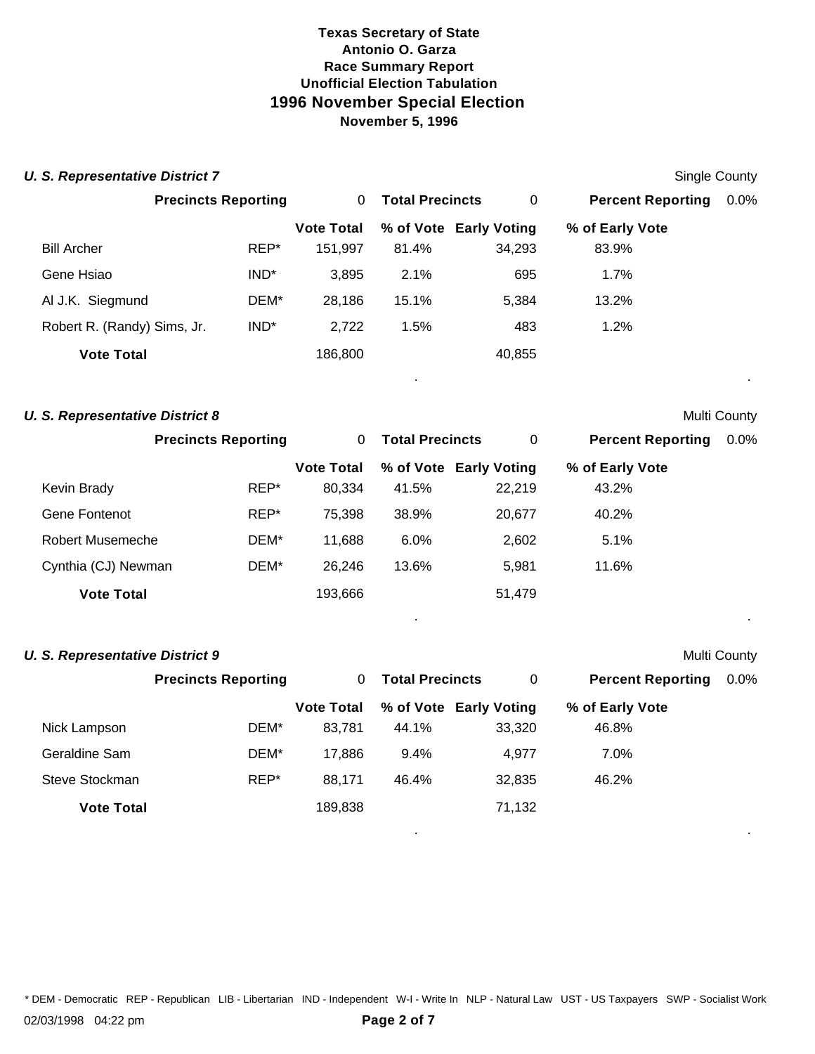**Texas Secretary of State**
**Antonio O. Garza**
**Race Summary Report**
**Unofficial Election Tabulation**

# 1996 November Special Election

**November 5, 1996**

### *U. S. Representative District 7*

Single County

**Precincts Reporting** 0 **Total Precincts** 0 **Percent Reporting** 0.0%

| | | Vote Total | % of Vote | Early Voting | % of Early Vote |
|---|---|---|---|---|---|
| Bill Archer | REP* | 151,997 | 81.4% | 34,293 | 83.9% |
| Gene Hsiao | IND* | 3,895 | 2.1% | 695 | 1.7% |
| Al J.K. Siegmund | DEM* | 28,186 | 15.1% | 5,384 | 13.2% |
| Robert R. (Randy) Sims, Jr. | IND* | 2,722 | 1.5% | 483 | 1.2% |
| **Vote Total** | | 186,800 | | 40,855 | |

### *U. S. Representative District 8*

Multi County

**Precincts Reporting** 0 **Total Precincts** 0 **Percent Reporting** 0.0%

| | | Vote Total | % of Vote | Early Voting | % of Early Vote |
|---|---|---|---|---|---|
| Kevin Brady | REP* | 80,334 | 41.5% | 22,219 | 43.2% |
| Gene Fontenot | REP* | 75,398 | 38.9% | 20,677 | 40.2% |
| Robert Musemeche | DEM* | 11,688 | 6.0% | 2,602 | 5.1% |
| Cynthia (CJ) Newman | DEM* | 26,246 | 13.6% | 5,981 | 11.6% |
| **Vote Total** | | 193,666 | | 51,479 | |

### *U. S. Representative District 9*

Multi County

**Precincts Reporting** 0 **Total Precincts** 0 **Percent Reporting** 0.0%

| | | Vote Total | % of Vote | Early Voting | % of Early Vote |
|---|---|---|---|---|---|
| Nick Lampson | DEM* | 83,781 | 44.1% | 33,320 | 46.8% |
| Geraldine Sam | DEM* | 17,886 | 9.4% | 4,977 | 7.0% |
| Steve Stockman | REP* | 88,171 | 46.4% | 32,835 | 46.2% |
| **Vote Total** | | 189,838 | | 71,132 | |

* DEM - Democratic REP - Republican LIB - Libertarian IND - Independent W-I - Write In NLP - Natural Law UST - US Taxpayers SWP - Socialist Work

02/03/1998 04:22 pm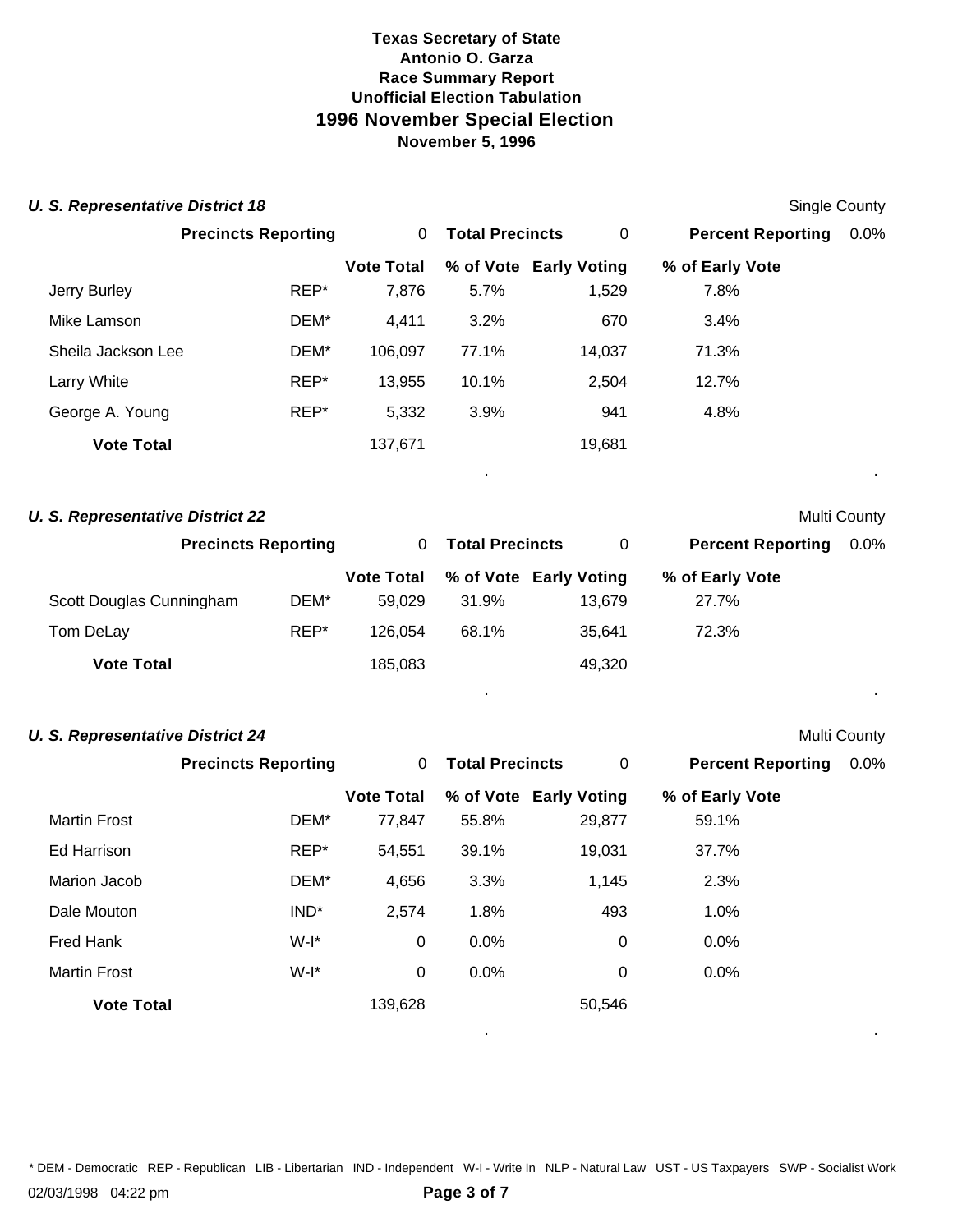**Texas Secretary of State**
**Antonio O. Garza**
**Race Summary Report**
**Unofficial Election Tabulation**

# 1996 November Special Election

**November 5, 1996**

### *U. S. Representative District 18*

Single County

**Precincts Reporting** 0 **Total Precincts** 0 **Percent Reporting** 0.0%

| | | Vote Total | % of Vote | Early Voting | % of Early Vote |
|---|---|---|---|---|---|
| Jerry Burley | REP* | 7,876 | 5.7% | 1,529 | 7.8% |
| Mike Lamson | DEM* | 4,411 | 3.2% | 670 | 3.4% |
| Sheila Jackson Lee | DEM* | 106,097 | 77.1% | 14,037 | 71.3% |
| Larry White | REP* | 13,955 | 10.1% | 2,504 | 12.7% |
| George A. Young | REP* | 5,332 | 3.9% | 941 | 4.8% |
| **Vote Total** | | 137,671 | | 19,681 | |

### *U. S. Representative District 22*

Multi County

**Precincts Reporting** 0 **Total Precincts** 0 **Percent Reporting** 0.0%

| | | Vote Total | % of Vote | Early Voting | % of Early Vote |
|---|---|---|---|---|---|
| Scott Douglas Cunningham | DEM* | 59,029 | 31.9% | 13,679 | 27.7% |
| Tom DeLay | REP* | 126,054 | 68.1% | 35,641 | 72.3% |
| **Vote Total** | | 185,083 | | 49,320 | |

### *U. S. Representative District 24*

Multi County

**Precincts Reporting** 0 **Total Precincts** 0 **Percent Reporting** 0.0%

| | | Vote Total | % of Vote | Early Voting | % of Early Vote |
|---|---|---|---|---|---|
| Martin Frost | DEM* | 77,847 | 55.8% | 29,877 | 59.1% |
| Ed Harrison | REP* | 54,551 | 39.1% | 19,031 | 37.7% |
| Marion Jacob | DEM* | 4,656 | 3.3% | 1,145 | 2.3% |
| Dale Mouton | IND* | 2,574 | 1.8% | 493 | 1.0% |
| Fred Hank | W-I* | 0 | 0.0% | 0 | 0.0% |
| Martin Frost | W-I* | 0 | 0.0% | 0 | 0.0% |
| **Vote Total** | | 139,628 | | 50,546 | |

* DEM - Democratic REP - Republican LIB - Libertarian IND - Independent W-I - Write In NLP - Natural Law UST - US Taxpayers SWP - Socialist Work

02/03/1998 04:22 pm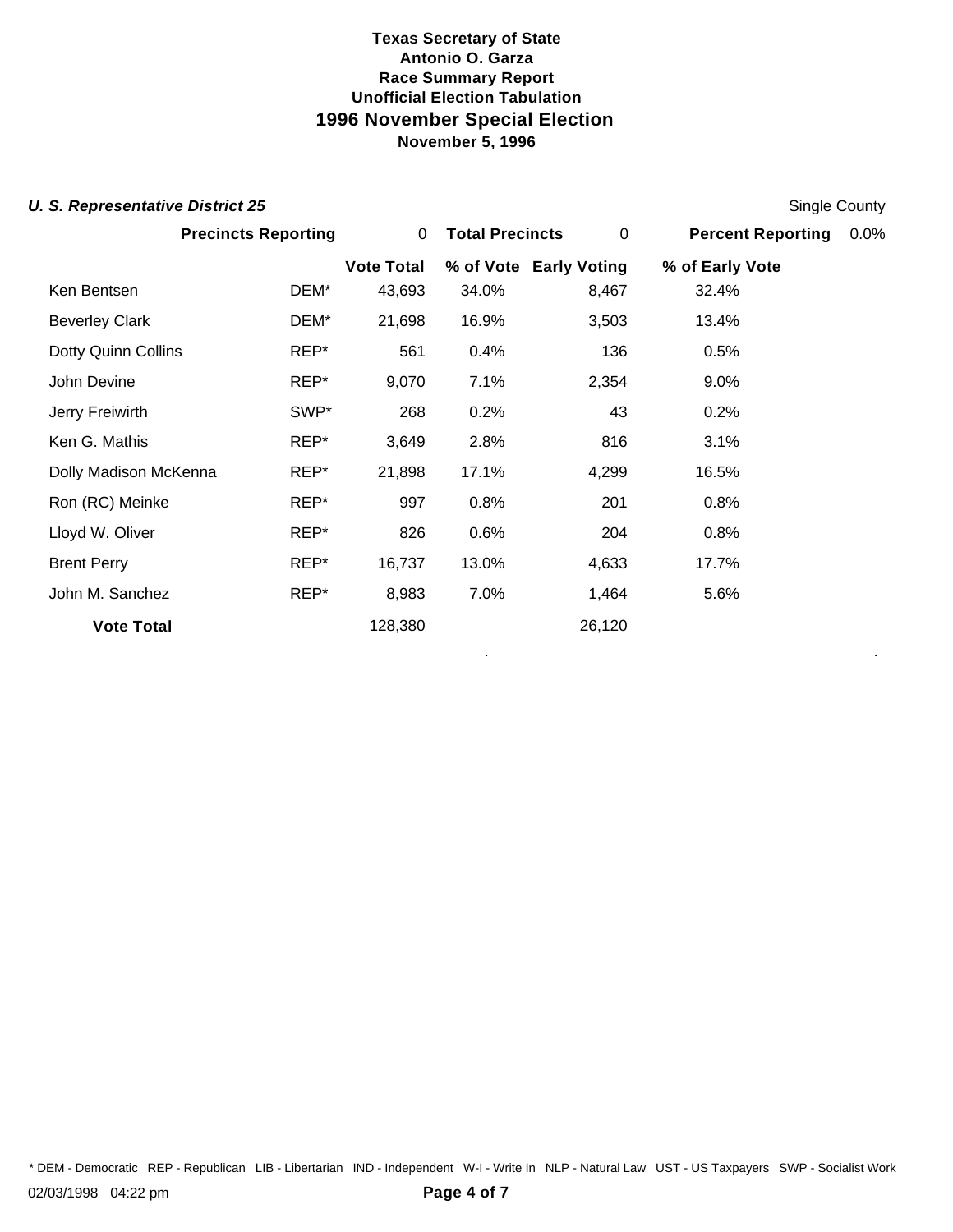**Texas Secretary of State**
**Antonio O. Garza**
**Race Summary Report**
**Unofficial Election Tabulation**

## 1996 November Special Election

**November 5, 1996**

### *U. S. Representative District 25*

Single County

| **Precincts Reporting** | 0 | **Total Precincts** | 0 | **Percent Reporting** | 0.0% |
|---|---|---|---|---|---|

| | | **Vote Total** | **% of Vote** | **Early Voting** | **% of Early Vote** |
|---|---|---|---|---|---|
| Ken Bentsen | DEM* | 43,693 | 34.0% | 8,467 | 32.4% |
| Beverley Clark | DEM* | 21,698 | 16.9% | 3,503 | 13.4% |
| Dotty Quinn Collins | REP* | 561 | 0.4% | 136 | 0.5% |
| John Devine | REP* | 9,070 | 7.1% | 2,354 | 9.0% |
| Jerry Freiwirth | SWP* | 268 | 0.2% | 43 | 0.2% |
| Ken G. Mathis | REP* | 3,649 | 2.8% | 816 | 3.1% |
| Dolly Madison McKenna | REP* | 21,898 | 17.1% | 4,299 | 16.5% |
| Ron (RC) Meinke | REP* | 997 | 0.8% | 201 | 0.8% |
| Lloyd W. Oliver | REP* | 826 | 0.6% | 204 | 0.8% |
| Brent Perry | REP* | 16,737 | 13.0% | 4,633 | 17.7% |
| John M. Sanchez | REP* | 8,983 | 7.0% | 1,464 | 5.6% |
| **Vote Total** | | 128,380 | | 26,120 | |

* DEM - Democratic REP - Republican LIB - Libertarian IND - Independent W-I - Write In NLP - Natural Law UST - US Taxpayers SWP - Socialist Work

02/03/1998 04:22 pm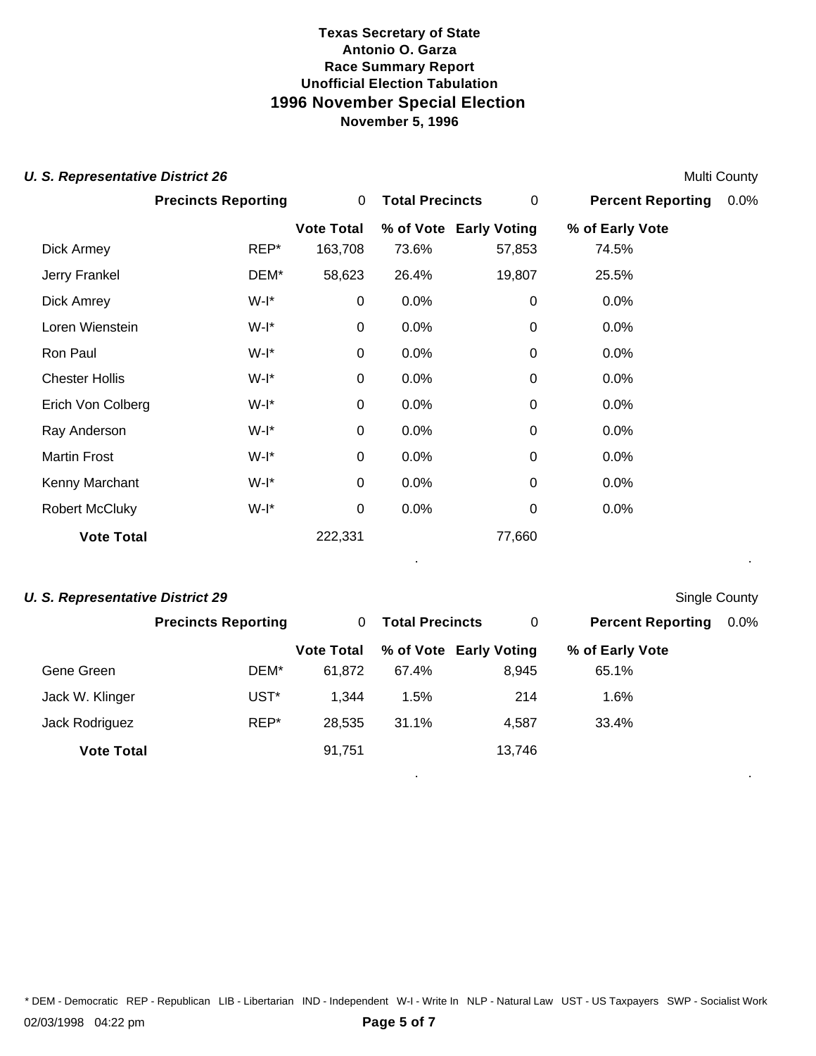**Texas Secretary of State**
**Antonio O. Garza**
**Race Summary Report**
**Unofficial Election Tabulation**

# 1996 November Special Election

**November 5, 1996**

### *U. S. Representative District 26*

Multi County

| **Precincts Reporting** | 0 | **Total Precincts** | 0 | **Percent Reporting** | 0.0% |
|---|---|---|---|---|---|

| | | **Vote Total** | **% of Vote** | **Early Voting** | **% of Early Vote** |
|---|---|---|---|---|---|
| Dick Armey | REP* | 163,708 | 73.6% | 57,853 | 74.5% |
| Jerry Frankel | DEM* | 58,623 | 26.4% | 19,807 | 25.5% |
| Dick Amrey | W-I* | 0 | 0.0% | 0 | 0.0% |
| Loren Wienstein | W-I* | 0 | 0.0% | 0 | 0.0% |
| Ron Paul | W-I* | 0 | 0.0% | 0 | 0.0% |
| Chester Hollis | W-I* | 0 | 0.0% | 0 | 0.0% |
| Erich Von Colberg | W-I* | 0 | 0.0% | 0 | 0.0% |
| Ray Anderson | W-I* | 0 | 0.0% | 0 | 0.0% |
| Martin Frost | W-I* | 0 | 0.0% | 0 | 0.0% |
| Kenny Marchant | W-I* | 0 | 0.0% | 0 | 0.0% |
| Robert McCluky | W-I* | 0 | 0.0% | 0 | 0.0% |
| **Vote Total** | | 222,331 | | 77,660 | |

### *U. S. Representative District 29*

Single County

| **Precincts Reporting** | 0 | **Total Precincts** | 0 | **Percent Reporting** | 0.0% |
|---|---|---|---|---|---|

| | | **Vote Total** | **% of Vote** | **Early Voting** | **% of Early Vote** |
|---|---|---|---|---|---|
| Gene Green | DEM* | 61,872 | 67.4% | 8,945 | 65.1% |
| Jack W. Klinger | UST* | 1,344 | 1.5% | 214 | 1.6% |
| Jack Rodriguez | REP* | 28,535 | 31.1% | 4,587 | 33.4% |
| **Vote Total** | | 91,751 | | 13,746 | |

\* DEM - Democratic REP - Republican LIB - Libertarian IND - Independent W-I - Write In NLP - Natural Law UST - US Taxpayers SWP - Socialist Work

02/03/1998 04:22 pm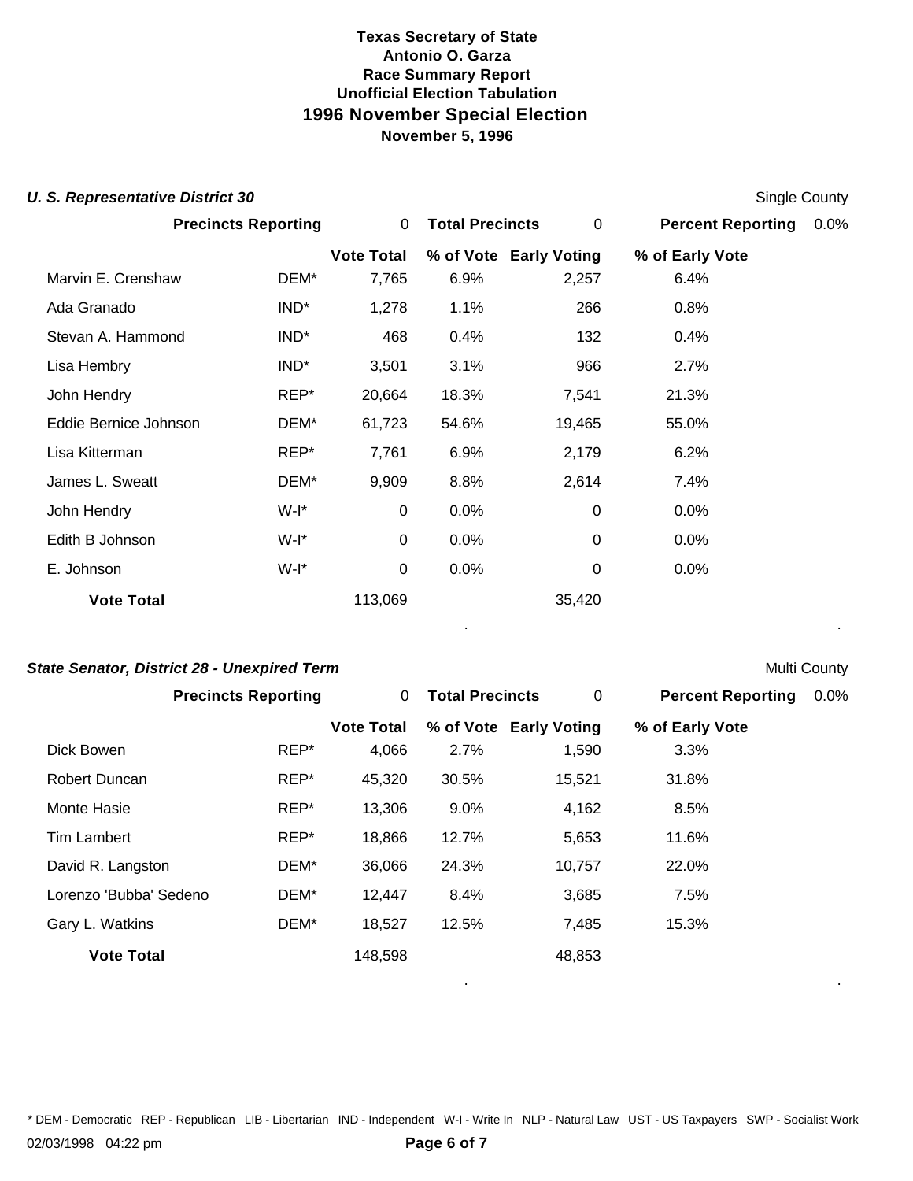**Texas Secretary of State**
**Antonio O. Garza**
**Race Summary Report**
**Unofficial Election Tabulation**

# 1996 November Special Election

**November 5, 1996**

### *U. S. Representative District 30*

Single County

| Precincts Reporting | 0 | Total Precincts | 0 | Percent Reporting | 0.0% |
|---|---|---|---|---|---|

| | | Vote Total | % of Vote | Early Voting | % of Early Vote |
|---|---|---|---|---|---|
| Marvin E. Crenshaw | DEM* | 7,765 | 6.9% | 2,257 | 6.4% |
| Ada Granado | IND* | 1,278 | 1.1% | 266 | 0.8% |
| Stevan A. Hammond | IND* | 468 | 0.4% | 132 | 0.4% |
| Lisa Hembry | IND* | 3,501 | 3.1% | 966 | 2.7% |
| John Hendry | REP* | 20,664 | 18.3% | 7,541 | 21.3% |
| Eddie Bernice Johnson | DEM* | 61,723 | 54.6% | 19,465 | 55.0% |
| Lisa Kitterman | REP* | 7,761 | 6.9% | 2,179 | 6.2% |
| James L. Sweatt | DEM* | 9,909 | 8.8% | 2,614 | 7.4% |
| John Hendry | W-I* | 0 | 0.0% | 0 | 0.0% |
| Edith B Johnson | W-I* | 0 | 0.0% | 0 | 0.0% |
| E. Johnson | W-I* | 0 | 0.0% | 0 | 0.0% |
| **Vote Total** | | 113,069 | | 35,420 | |

### *State Senator, District 28 - Unexpired Term*

Multi County

| Precincts Reporting | 0 | Total Precincts | 0 | Percent Reporting | 0.0% |
|---|---|---|---|---|---|

| | | Vote Total | % of Vote | Early Voting | % of Early Vote |
|---|---|---|---|---|---|
| Dick Bowen | REP* | 4,066 | 2.7% | 1,590 | 3.3% |
| Robert Duncan | REP* | 45,320 | 30.5% | 15,521 | 31.8% |
| Monte Hasie | REP* | 13,306 | 9.0% | 4,162 | 8.5% |
| Tim Lambert | REP* | 18,866 | 12.7% | 5,653 | 11.6% |
| David R. Langston | DEM* | 36,066 | 24.3% | 10,757 | 22.0% |
| Lorenzo 'Bubba' Sedeno | DEM* | 12,447 | 8.4% | 3,685 | 7.5% |
| Gary L. Watkins | DEM* | 18,527 | 12.5% | 7,485 | 15.3% |
| **Vote Total** | | 148,598 | | 48,853 | |

* DEM - Democratic REP - Republican LIB - Libertarian IND - Independent W-I - Write In NLP - Natural Law UST - US Taxpayers SWP - Socialist Work

02/03/1998 04:22 pm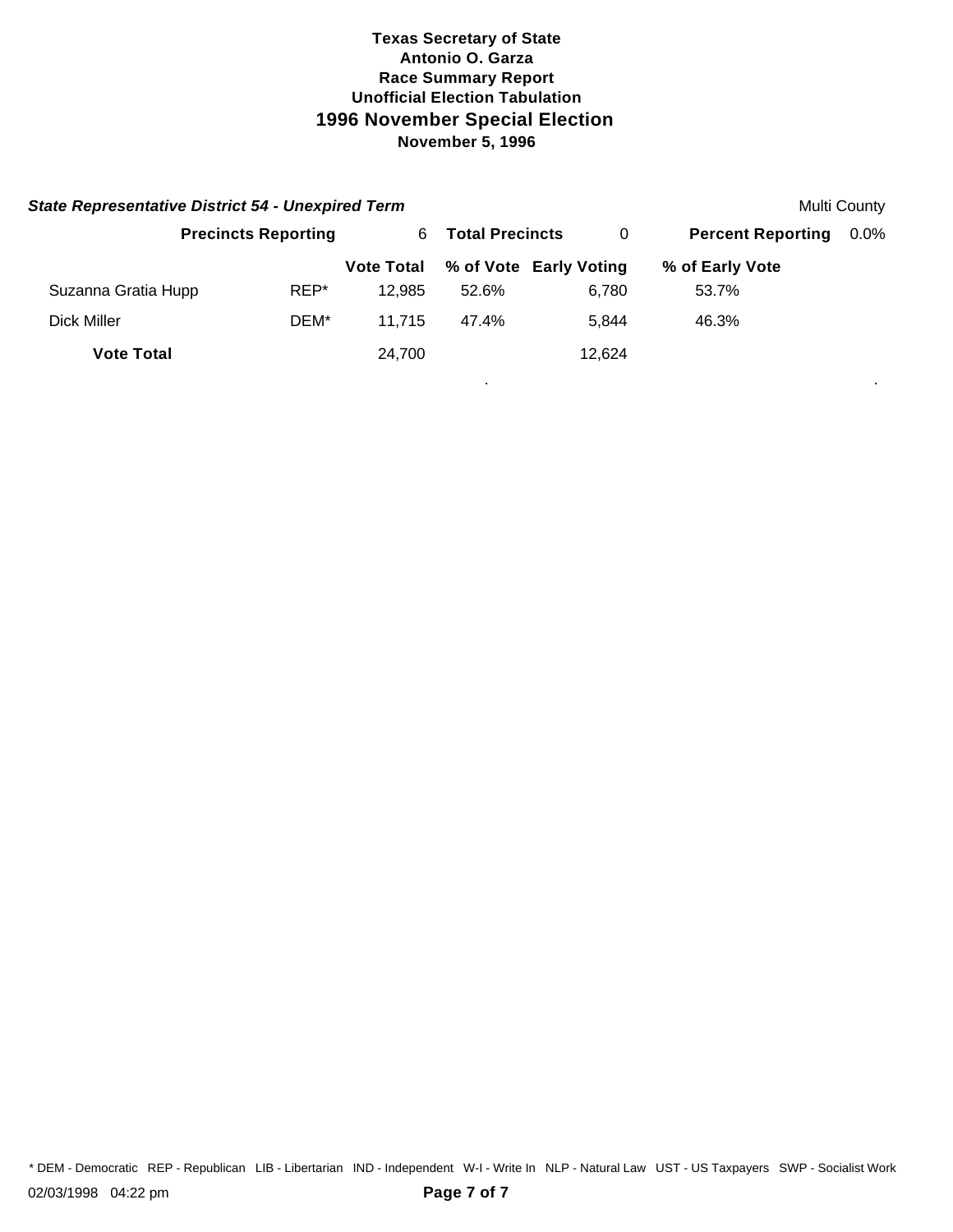**Texas Secretary of State**
**Antonio O. Garza**
**Race Summary Report**
**Unofficial Election Tabulation**

## 1996 November Special Election

**November 5, 1996**

***State Representative District 54 - Unexpired Term*** Multi County

**Precincts Reporting** 6 **Total Precincts** 0 **Percent Reporting** 0.0%

| | | Vote Total | % of Vote | Early Voting | % of Early Vote |
|---|---|---|---|---|---|
| Suzanna Gratia Hupp | REP* | 12,985 | 52.6% | 6,780 | 53.7% |
| Dick Miller | DEM* | 11,715 | 47.4% | 5,844 | 46.3% |
| **Vote Total** | | 24,700 | | 12,624 | |

* DEM - Democratic REP - Republican LIB - Libertarian IND - Independent W-I - Write In NLP - Natural Law UST - US Taxpayers SWP - Socialist Work

02/03/1998 04:22 pm